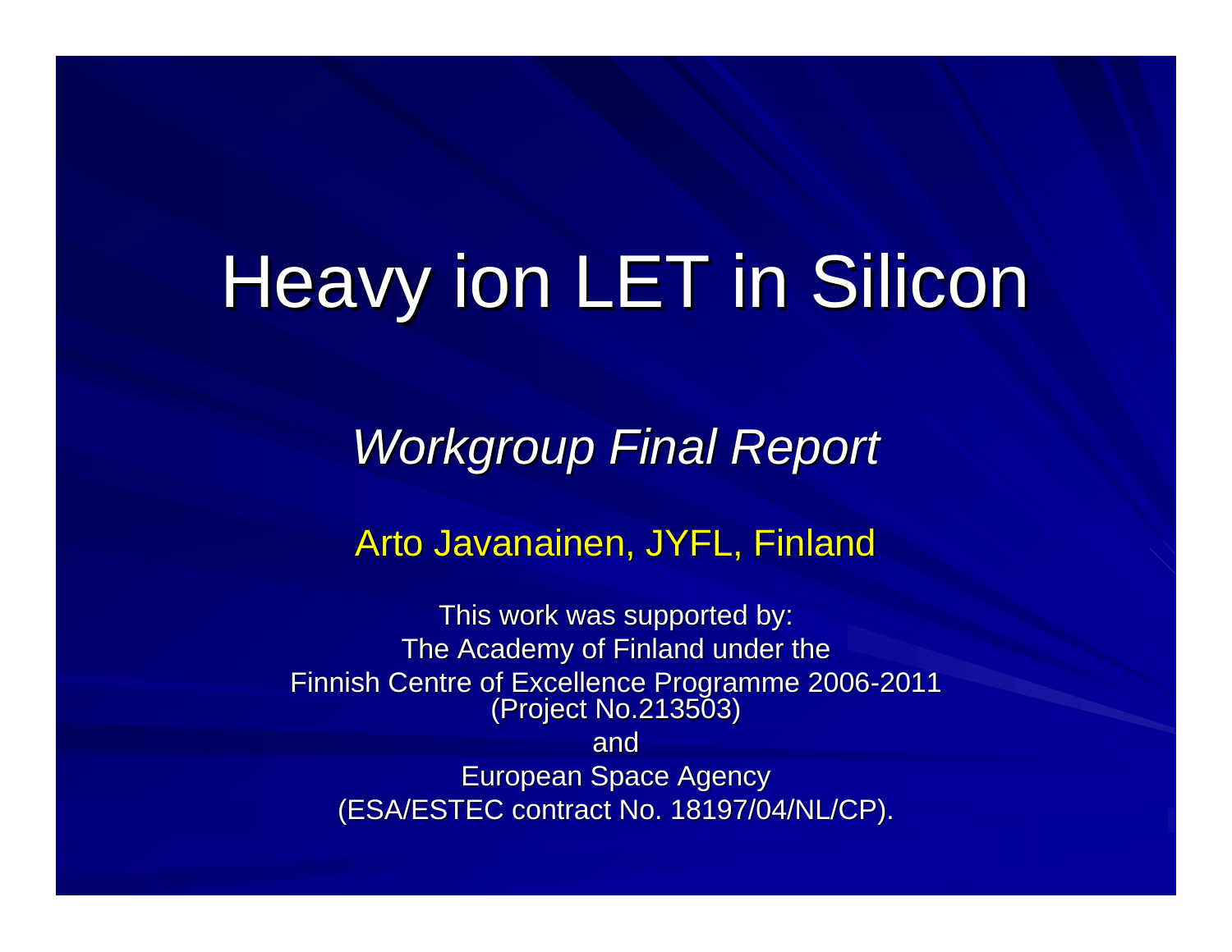# Heavy ion LET in Silicon

## *Workgroup Final Report*

Arto Javanainen, JYFL, Finland

This work was supported by:
The Academy of Finland under the
Finnish Centre of Excellence Programme 2006-2011
(Project No.213503)
and
European Space Agency
(ESA/ESTEC contract No. 18197/04/NL/CP).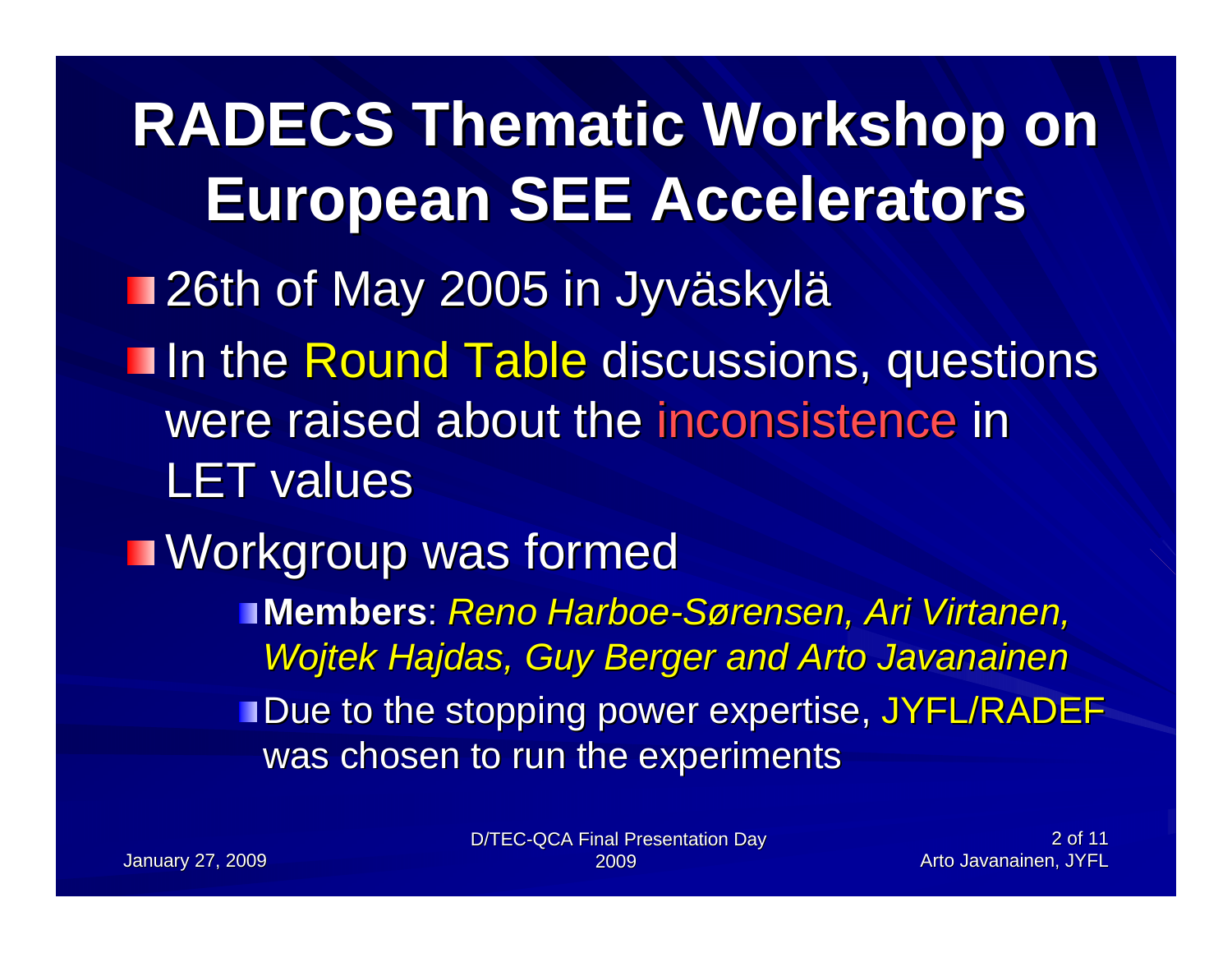# RADECS Thematic Workshop on European SEE Accelerators

- 26th of May 2005 in Jyväskylä
- In the Round Table discussions, questions were raised about the inconsistence in LET values
- Workgroup was formed
  - **Members**: *Reno Harboe-Sørensen, Ari Virtanen, Wojtek Hajdas, Guy Berger and Arto Javanainen*
  - Due to the stopping power expertise, JYFL/RADEF was chosen to run the experiments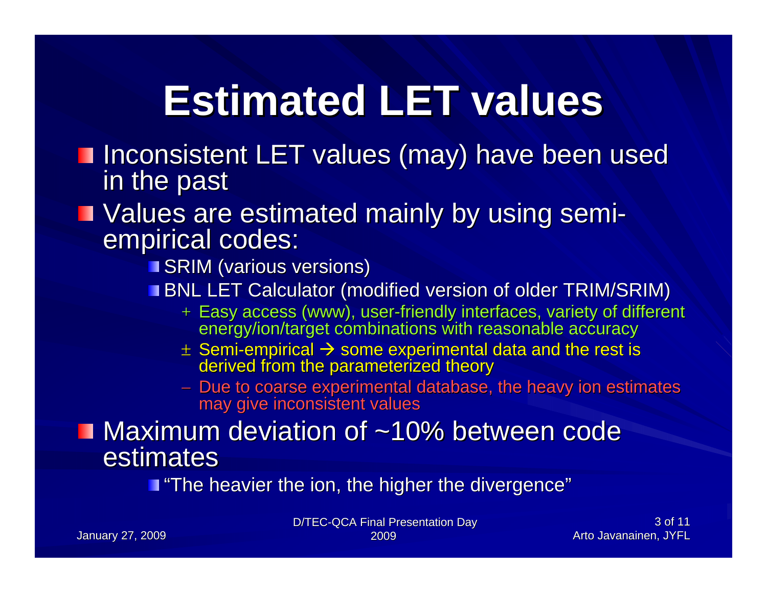# Estimated LET values

- Inconsistent LET values (may) have been used in the past
- Values are estimated mainly by using semi-empirical codes:
  - SRIM (various versions)
  - BNL LET Calculator (modified version of older TRIM/SRIM)
    - + Easy access (www), user-friendly interfaces, variety of different energy/ion/target combinations with reasonable accuracy
    - ± Semi-empirical → some experimental data and the rest is derived from the parameterized theory
    - − Due to coarse experimental database, the heavy ion estimates may give inconsistent values
- Maximum deviation of ~10% between code estimates
  - "The heavier the ion, the higher the divergence"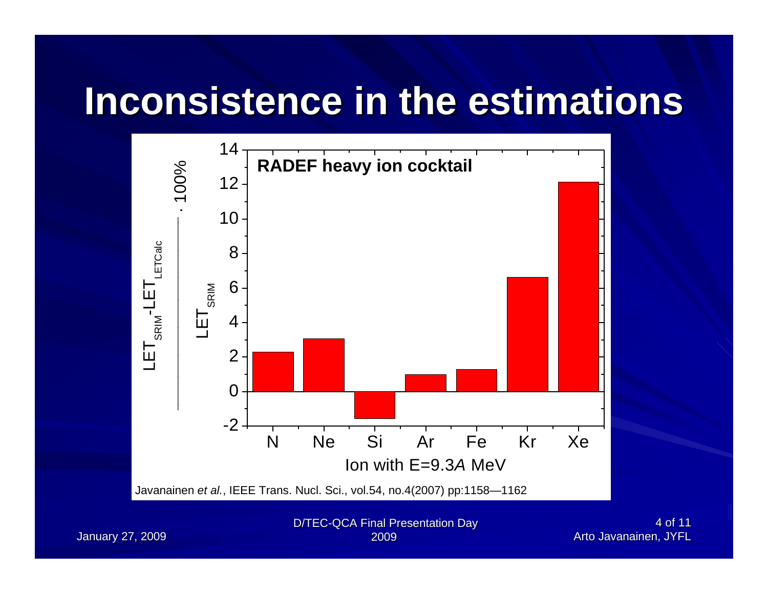# Inconsistence in the estimations

**RADEF heavy ion cocktail**

Y-axis: $\frac{LET_{SRIM} - LET_{LETCalc}}{LET_{SRIM}} \cdot 100\%$

X-axis: Ion with E=9.3*A* MeV

| Ion | Value (approx.) |
| --- | --- |
| N | 2.3 |
| Ne | 3.1 |
| Si | -1.6 |
| Ar | 1.0 |
| Fe | 1.3 |
| Kr | 6.6 |
| Xe | 12.1 |

Javanainen *et al.*, IEEE Trans. Nucl. Sci., vol.54, no.4(2007) pp:1158—1162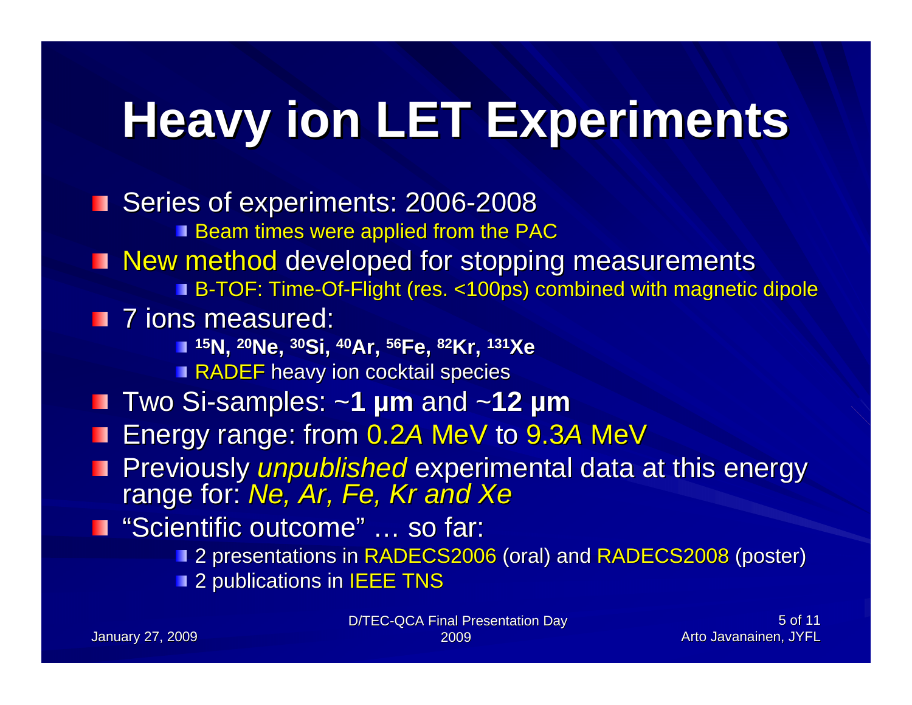# Heavy ion LET Experiments

- Series of experiments: 2006-2008
  - Beam times were applied from the PAC
- New method developed for stopping measurements
  - B-TOF: Time-Of-Flight (res. <100ps) combined with magnetic dipole
- 7 ions measured:
  - **$^{15}$N, $^{20}$Ne, $^{30}$Si, $^{40}$Ar, $^{56}$Fe, $^{82}$Kr, $^{131}$Xe**
  - RADEF heavy ion cocktail species
- Two Si-samples: ~**1 µm** and ~**12 µm**
- Energy range: from 0.2*A* MeV to 9.3*A* MeV
- Previously *unpublished* experimental data at this energy range for: *Ne, Ar, Fe, Kr and Xe*
- "Scientific outcome" … so far:
  - 2 presentations in RADECS2006 (oral) and RADECS2008 (poster)
  - 2 publications in IEEE TNS

January 27, 2009

D/TEC-QCA Final Presentation Day 2009

Arto Javanainen, JYFL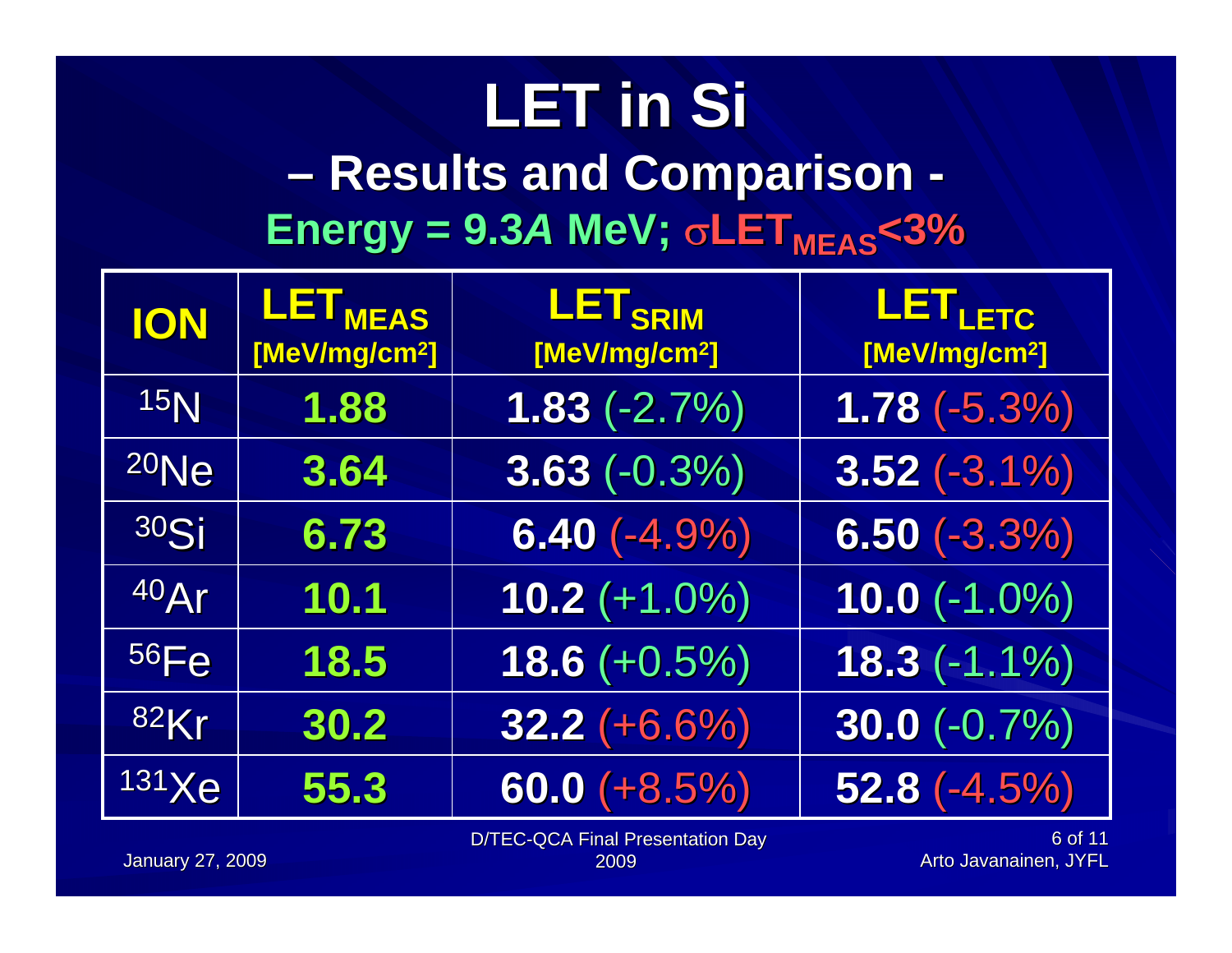# LET in Si

## – Results and Comparison -

**Energy = 9.3*A* MeV; $\sigma LET_{MEAS}$<3%**

| ION | $LET_{MEAS}$ [MeV/mg/cm²] | $LET_{SRIM}$ [MeV/mg/cm²] | $LET_{LETC}$ [MeV/mg/cm²] |
|---|---|---|---|
| $^{15}N$ | **1.88** | **1.83** (-2.7%) | **1.78** (-5.3%) |
| $^{20}Ne$ | **3.64** | **3.63** (-0.3%) | **3.52** (-3.1%) |
| $^{30}Si$ | **6.73** | **6.40** (-4.9%) | **6.50** (-3.3%) |
| $^{40}Ar$ | **10.1** | **10.2** (+1.0%) | **10.0** (-1.0%) |
| $^{56}Fe$ | **18.5** | **18.6** (+0.5%) | **18.3** (-1.1%) |
| $^{82}Kr$ | **30.2** | **32.2** (+6.6%) | **30.0** (-0.7%) |
| $^{131}Xe$ | **55.3** | **60.0** (+8.5%) | **52.8** (-4.5%) |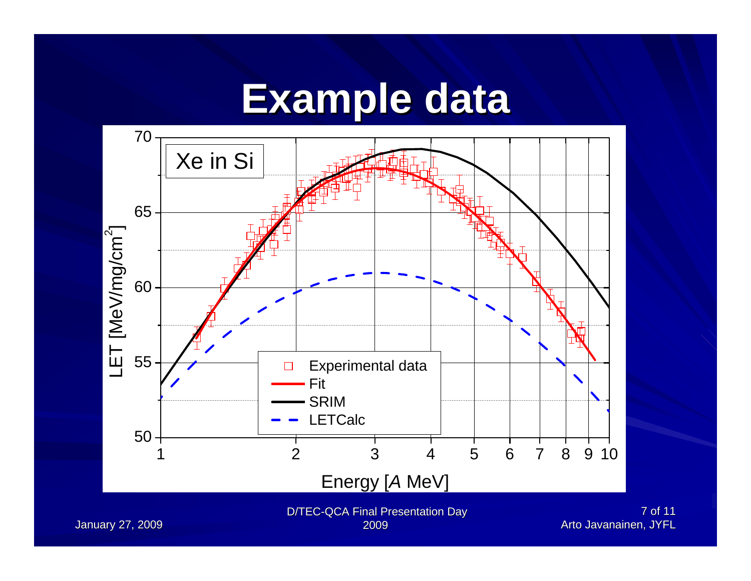# Example data

Xe in Si

LET [MeV/mg/cm$^2$]

Energy [*A* MeV]

- Experimental data
- Fit
- SRIM
- LETCalc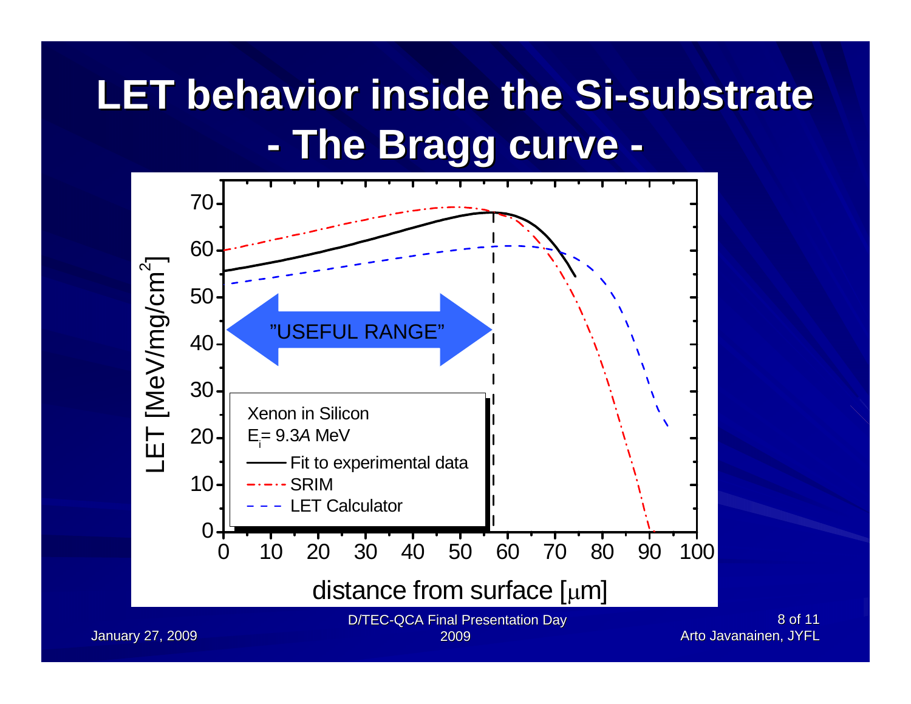# LET behavior inside the Si-substrate

## - The Bragg curve -

"USEFUL RANGE"

Xenon in Silicon

$E_i$= 9.3*A* MeV

- Fit to experimental data
- SRIM
- LET Calculator

LET [MeV/mg/cm$^2$]

distance from surface [μm]

January 27, 2009

D/TEC-QCA Final Presentation Day 2009

Arto Javanainen, JYFL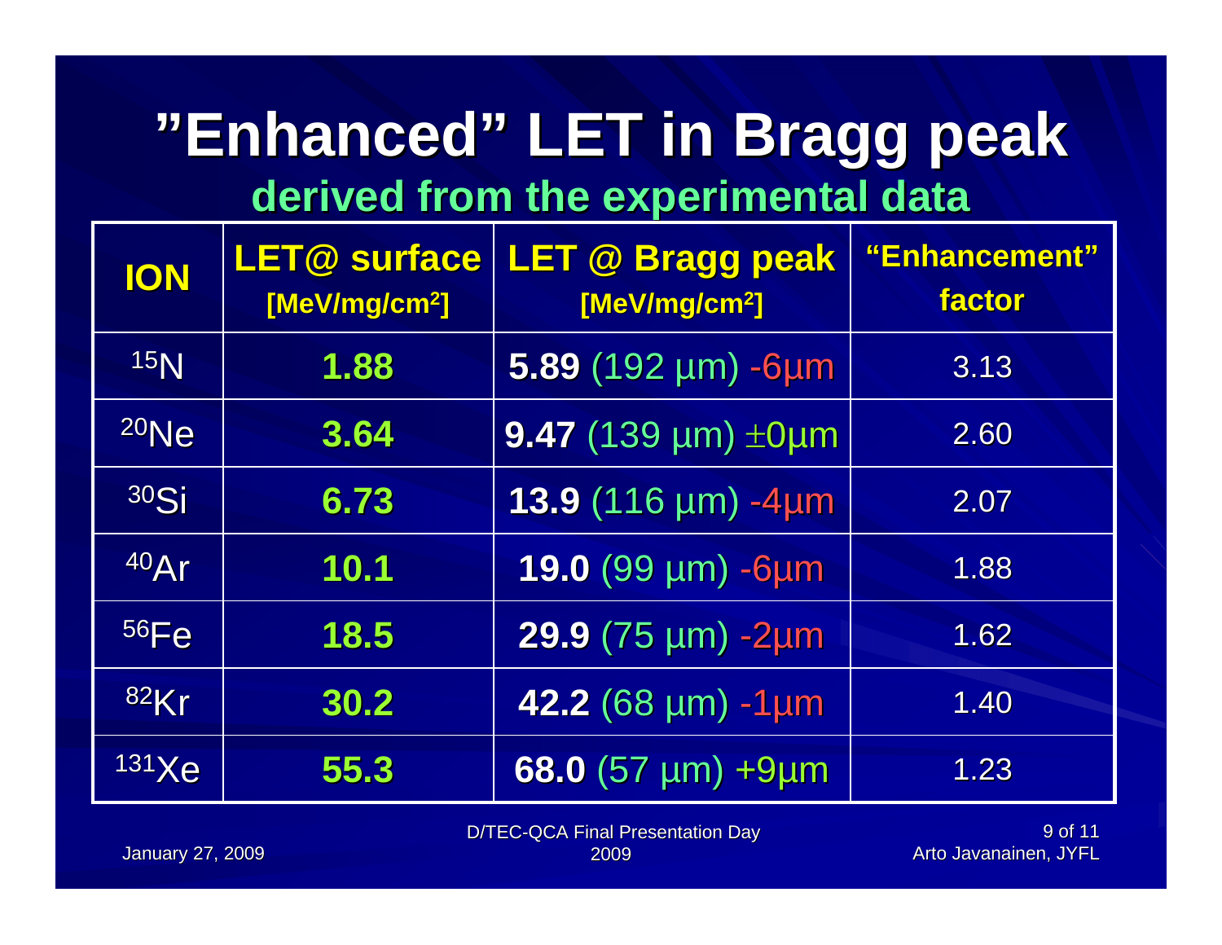# "Enhanced" LET in Bragg peak

## derived from the experimental data

| ION | LET@ surface [MeV/mg/cm$^2$] | LET @ Bragg peak [MeV/mg/cm$^2$] | "Enhancement" factor |
|---|---|---|---|
| $^{15}N$ | **1.88** | **5.89** (192 µm) -6µm | 3.13 |
| $^{20}Ne$ | **3.64** | **9.47** (139 µm) ±0µm | 2.60 |
| $^{30}Si$ | **6.73** | **13.9** (116 µm) -4µm | 2.07 |
| $^{40}Ar$ | **10.1** | **19.0** (99 µm) -6µm | 1.88 |
| $^{56}Fe$ | **18.5** | **29.9** (75 µm) -2µm | 1.62 |
| $^{82}Kr$ | **30.2** | **42.2** (68 µm) -1µm | 1.40 |
| $^{131}Xe$ | **55.3** | **68.0** (57 µm) +9µm | 1.23 |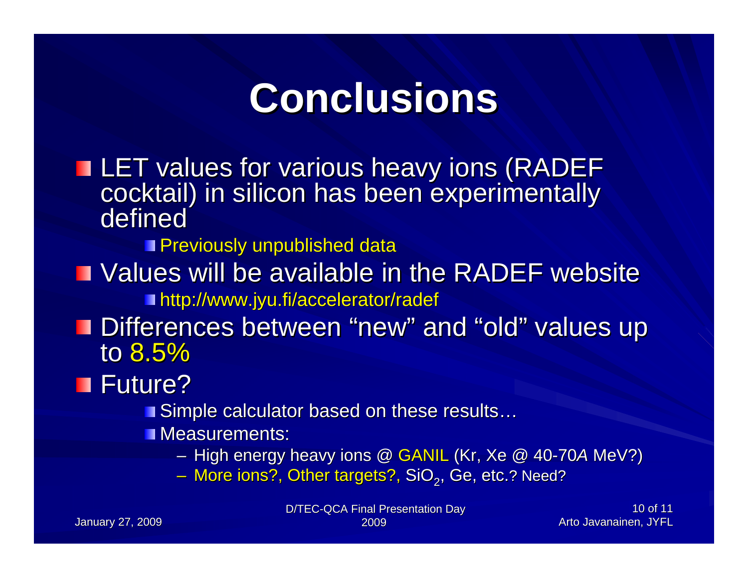# Conclusions

- LET values for various heavy ions (RADEF cocktail) in silicon has been experimentally defined
  - Previously unpublished data
- Values will be available in the RADEF website
  - http://www.jyu.fi/accelerator/radef
- Differences between "new" and "old" values up to 8.5%
- Future?
  - Simple calculator based on these results…
  - Measurements:
    - High energy heavy ions @ GANIL (Kr, Xe @ 40-70*A* MeV?)
    - More ions?, Other targets?, $SiO_2$, Ge, etc.? Need?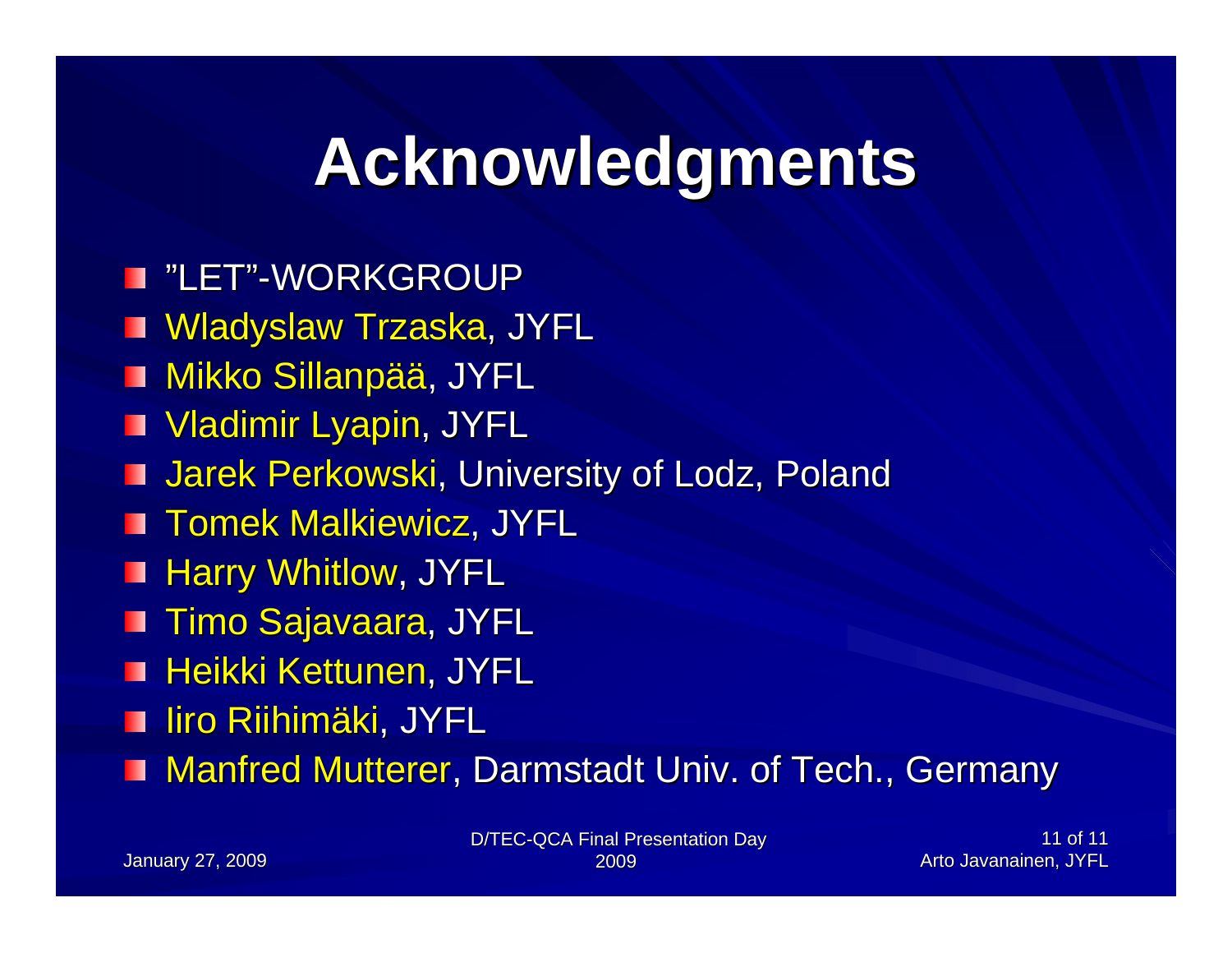# Acknowledgments

- ”LET”-WORKGROUP
- Wladyslaw Trzaska, JYFL
- Mikko Sillanpää, JYFL
- Vladimir Lyapin, JYFL
- Jarek Perkowski, University of Lodz, Poland
- Tomek Malkiewicz, JYFL
- Harry Whitlow, JYFL
- Timo Sajavaara, JYFL
- Heikki Kettunen, JYFL
- Iiro Riihimäki, JYFL
- Manfred Mutterer, Darmstadt Univ. of Tech., Germany